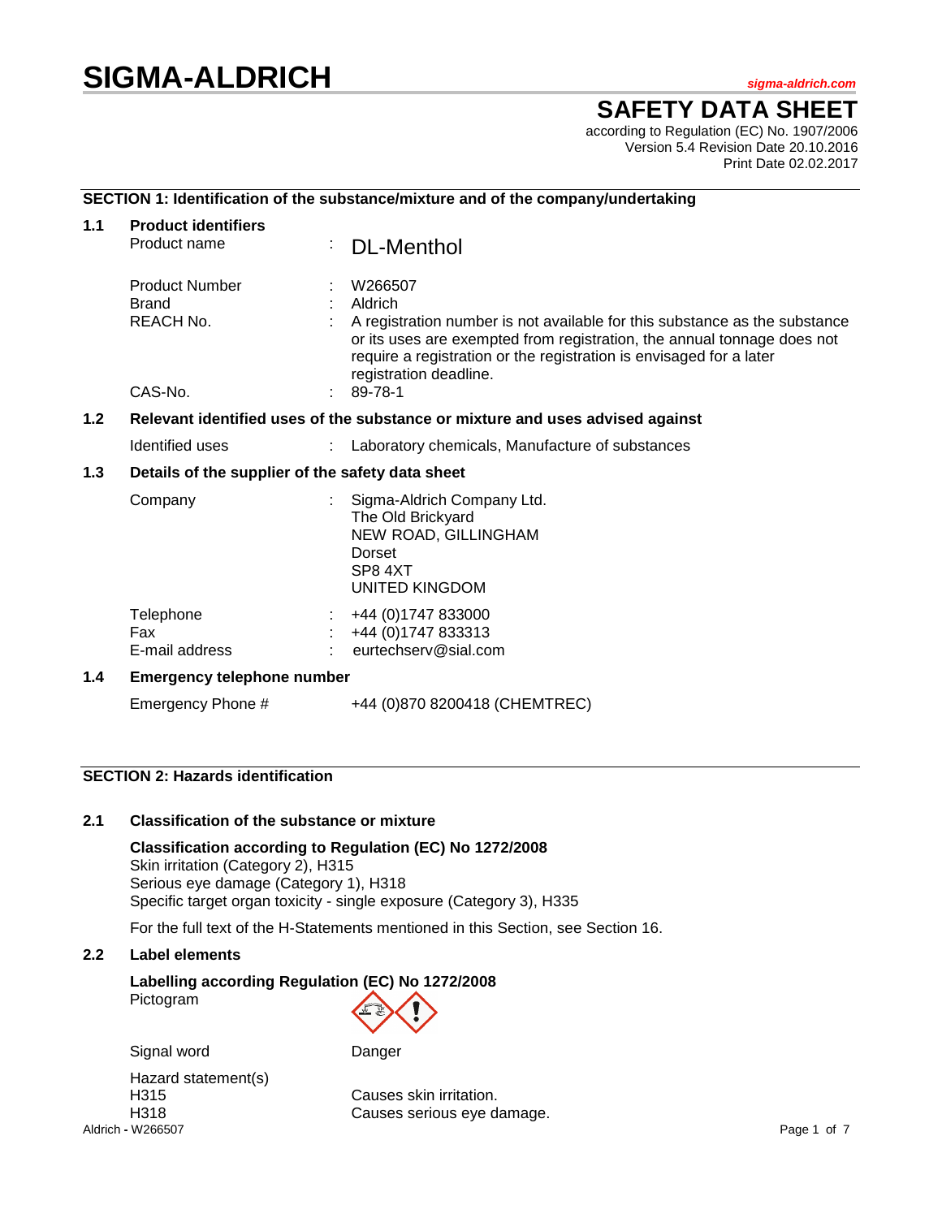# SIGMA-ALDRICH

*sigma-aldrich.com*

## SAFETY DATA SHEET

according to Regulation (EC) No. 1907/2006
Version 5.4 Revision Date 20.10.2016
Print Date 02.02.2017

### SECTION 1: Identification of the substance/mixture and of the company/undertaking

**1.1 Product identifiers**

| | | |
|---|---|---|
| Product name | : | DL-Menthol |
| Product Number | : | W266507 |
| Brand | : | Aldrich |
| REACH No. | : | A registration number is not available for this substance as the substance or its uses are exempted from registration, the annual tonnage does not require a registration or the registration is envisaged for a later registration deadline. |
| CAS-No. | : | 89-78-1 |

**1.2 Relevant identified uses of the substance or mixture and uses advised against**

| | | |
|---|---|---|
| Identified uses | : | Laboratory chemicals, Manufacture of substances |

**1.3 Details of the supplier of the safety data sheet**

| | | |
|---|---|---|
| Company | : | Sigma-Aldrich Company Ltd.<br>The Old Brickyard<br>NEW ROAD, GILLINGHAM<br>Dorset<br>SP8 4XT<br>UNITED KINGDOM |
| Telephone | : | +44 (0)1747 833000 |
| Fax | : | +44 (0)1747 833313 |
| E-mail address | : | eurtechserv@sial.com |

**1.4 Emergency telephone number**

Emergency Phone # +44 (0)870 8200418 (CHEMTREC)

### SECTION 2: Hazards identification

**2.1 Classification of the substance or mixture**

**Classification according to Regulation (EC) No 1272/2008**
Skin irritation (Category 2), H315
Serious eye damage (Category 1), H318
Specific target organ toxicity - single exposure (Category 3), H335

For the full text of the H-Statements mentioned in this Section, see Section 16.

**2.2 Label elements**

**Labelling according Regulation (EC) No 1272/2008**
Pictogram

Signal word: Danger

Hazard statement(s)

| | |
|---|---|
| H315 | Causes skin irritation. |
| H318 | Causes serious eye damage. |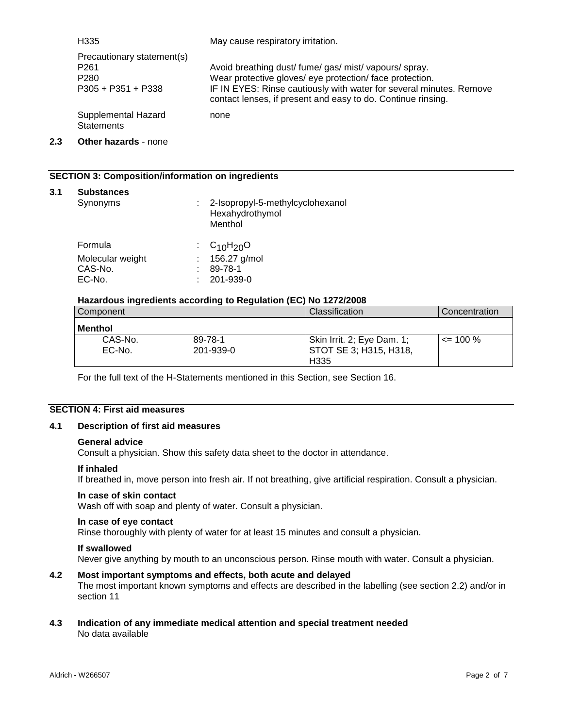| | |
|---|---|
| H335 | May cause respiratory irritation. |
| Precautionary statement(s) | |
| P261 | Avoid breathing dust/ fume/ gas/ mist/ vapours/ spray. |
| P280 | Wear protective gloves/ eye protection/ face protection. |
| P305 + P351 + P338 | IF IN EYES: Rinse cautiously with water for several minutes. Remove contact lenses, if present and easy to do. Continue rinsing. |
| Supplemental Hazard Statements | none |

**2.3 Other hazards** - none

## SECTION 3: Composition/information on ingredients

### 3.1 Substances

Synonyms : 2-Isopropyl-5-methylcyclohexanol
Hexahydrothymol
Menthol

Formula : $C_{10}H_{20}O$
Molecular weight : 156.27 g/mol
CAS-No. : 89-78-1
EC-No. : 201-939-0

**Hazardous ingredients according to Regulation (EC) No 1272/2008**

| Component | | Classification | Concentration |
|---|---|---|---|
| **Menthol** | | | |
| CAS-No.<br>EC-No. | 89-78-1<br>201-939-0 | Skin Irrit. 2; Eye Dam. 1; STOT SE 3; H315, H318, H335 | <= 100 % |

For the full text of the H-Statements mentioned in this Section, see Section 16.

## SECTION 4: First aid measures

### 4.1 Description of first aid measures

**General advice**
Consult a physician. Show this safety data sheet to the doctor in attendance.

**If inhaled**
If breathed in, move person into fresh air. If not breathing, give artificial respiration. Consult a physician.

**In case of skin contact**
Wash off with soap and plenty of water. Consult a physician.

**In case of eye contact**
Rinse thoroughly with plenty of water for at least 15 minutes and consult a physician.

**If swallowed**
Never give anything by mouth to an unconscious person. Rinse mouth with water. Consult a physician.

### 4.2 Most important symptoms and effects, both acute and delayed

The most important known symptoms and effects are described in the labelling (see section 2.2) and/or in section 11

### 4.3 Indication of any immediate medical attention and special treatment needed

No data available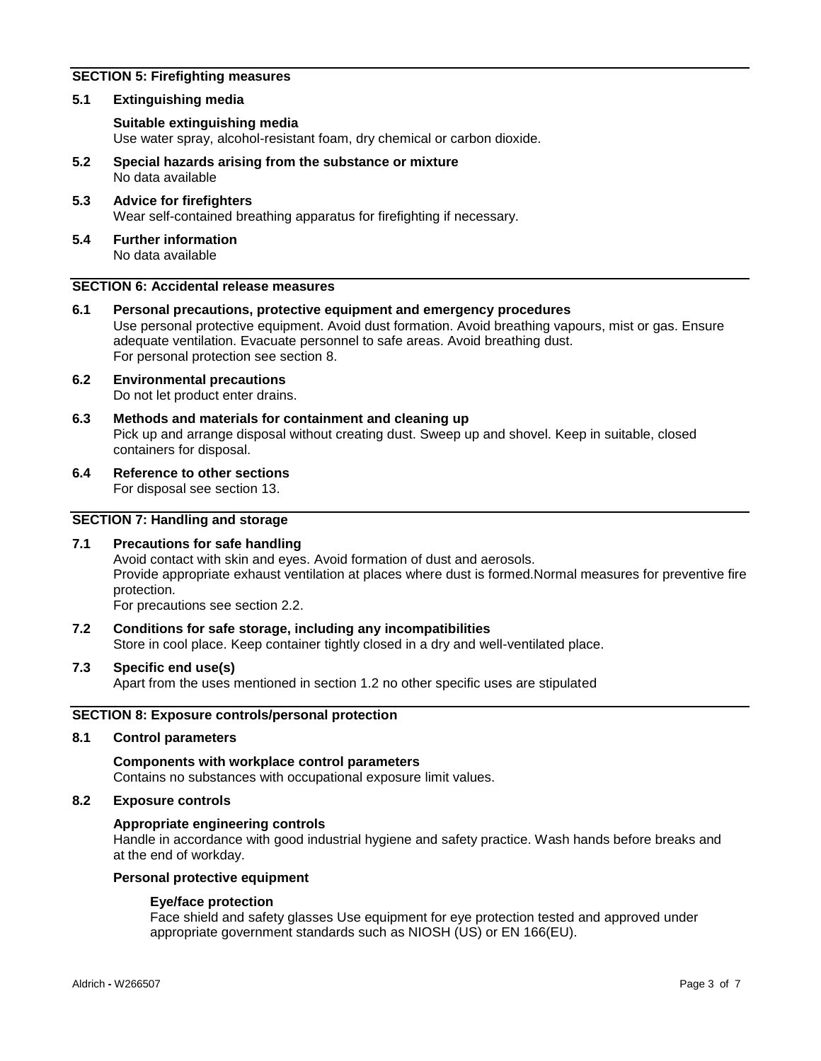## SECTION 5: Firefighting measures

### 5.1 Extinguishing media

**Suitable extinguishing media**
Use water spray, alcohol-resistant foam, dry chemical or carbon dioxide.

### 5.2 Special hazards arising from the substance or mixture
No data available

### 5.3 Advice for firefighters
Wear self-contained breathing apparatus for firefighting if necessary.

### 5.4 Further information
No data available

## SECTION 6: Accidental release measures

### 6.1 Personal precautions, protective equipment and emergency procedures
Use personal protective equipment. Avoid dust formation. Avoid breathing vapours, mist or gas. Ensure adequate ventilation. Evacuate personnel to safe areas. Avoid breathing dust.
For personal protection see section 8.

### 6.2 Environmental precautions
Do not let product enter drains.

### 6.3 Methods and materials for containment and cleaning up
Pick up and arrange disposal without creating dust. Sweep up and shovel. Keep in suitable, closed containers for disposal.

### 6.4 Reference to other sections
For disposal see section 13.

## SECTION 7: Handling and storage

### 7.1 Precautions for safe handling
Avoid contact with skin and eyes. Avoid formation of dust and aerosols.
Provide appropriate exhaust ventilation at places where dust is formed.Normal measures for preventive fire protection.
For precautions see section 2.2.

### 7.2 Conditions for safe storage, including any incompatibilities
Store in cool place. Keep container tightly closed in a dry and well-ventilated place.

### 7.3 Specific end use(s)
Apart from the uses mentioned in section 1.2 no other specific uses are stipulated

## SECTION 8: Exposure controls/personal protection

### 8.1 Control parameters

**Components with workplace control parameters**
Contains no substances with occupational exposure limit values.

### 8.2 Exposure controls

**Appropriate engineering controls**
Handle in accordance with good industrial hygiene and safety practice. Wash hands before breaks and at the end of workday.

**Personal protective equipment**

**Eye/face protection**
Face shield and safety glasses Use equipment for eye protection tested and approved under appropriate government standards such as NIOSH (US) or EN 166(EU).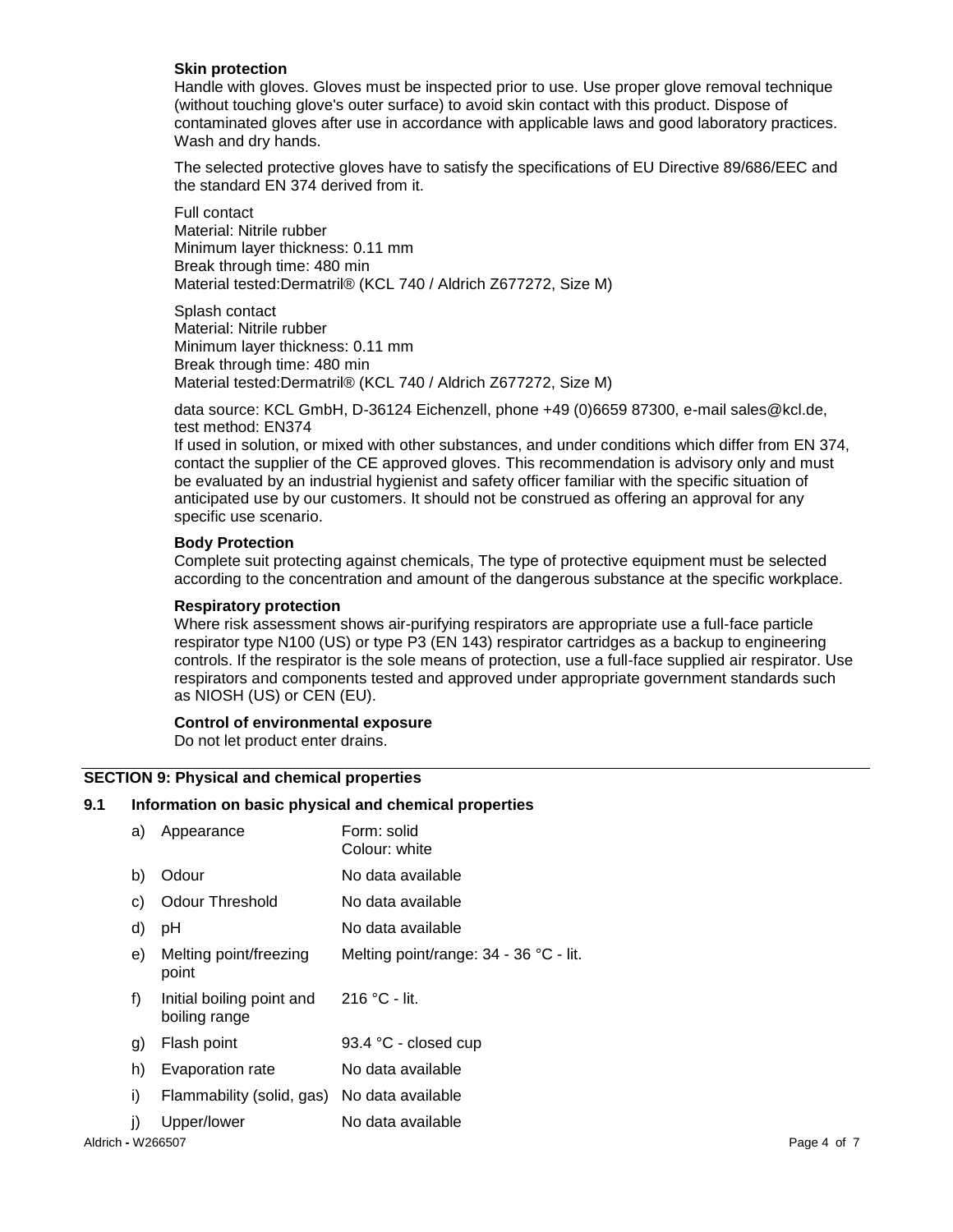**Skin protection**

Handle with gloves. Gloves must be inspected prior to use. Use proper glove removal technique (without touching glove's outer surface) to avoid skin contact with this product. Dispose of contaminated gloves after use in accordance with applicable laws and good laboratory practices. Wash and dry hands.

The selected protective gloves have to satisfy the specifications of EU Directive 89/686/EEC and the standard EN 374 derived from it.

Full contact
Material: Nitrile rubber
Minimum layer thickness: 0.11 mm
Break through time: 480 min
Material tested:Dermatril® (KCL 740 / Aldrich Z677272, Size M)

Splash contact
Material: Nitrile rubber
Minimum layer thickness: 0.11 mm
Break through time: 480 min
Material tested:Dermatril® (KCL 740 / Aldrich Z677272, Size M)

data source: KCL GmbH, D-36124 Eichenzell, phone +49 (0)6659 87300, e-mail sales@kcl.de, test method: EN374
If used in solution, or mixed with other substances, and under conditions which differ from EN 374, contact the supplier of the CE approved gloves. This recommendation is advisory only and must be evaluated by an industrial hygienist and safety officer familiar with the specific situation of anticipated use by our customers. It should not be construed as offering an approval for any specific use scenario.

**Body Protection**

Complete suit protecting against chemicals, The type of protective equipment must be selected according to the concentration and amount of the dangerous substance at the specific workplace.

**Respiratory protection**

Where risk assessment shows air-purifying respirators are appropriate use a full-face particle respirator type N100 (US) or type P3 (EN 143) respirator cartridges as a backup to engineering controls. If the respirator is the sole means of protection, use a full-face supplied air respirator. Use respirators and components tested and approved under appropriate government standards such as NIOSH (US) or CEN (EU).

**Control of environmental exposure**

Do not let product enter drains.

## SECTION 9: Physical and chemical properties

### 9.1 Information on basic physical and chemical properties

| | | |
|---|---|---|
| a) | Appearance | Form: solid<br>Colour: white |
| b) | Odour | No data available |
| c) | Odour Threshold | No data available |
| d) | pH | No data available |
| e) | Melting point/freezing point | Melting point/range: 34 - 36 °C - lit. |
| f) | Initial boiling point and boiling range | 216 °C - lit. |
| g) | Flash point | 93.4 °C - closed cup |
| h) | Evaporation rate | No data available |
| i) | Flammability (solid, gas) | No data available |
| j) | Upper/lower | No data available |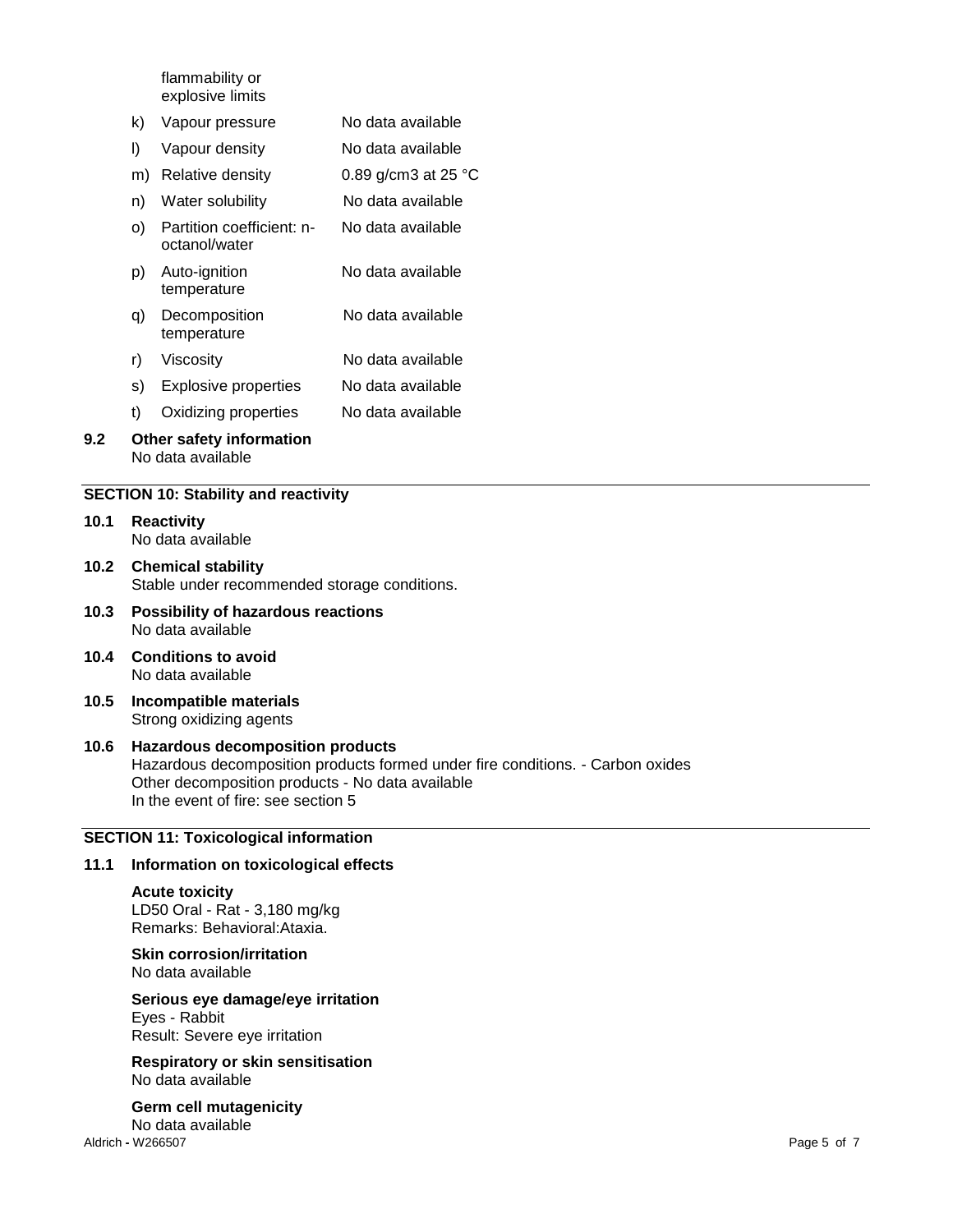| | | |
|---|---|---|
| | flammability or explosive limits | |
| k) | Vapour pressure | No data available |
| l) | Vapour density | No data available |
| m) | Relative density | 0.89 g/cm3 at 25 °C |
| n) | Water solubility | No data available |
| o) | Partition coefficient: n-octanol/water | No data available |
| p) | Auto-ignition temperature | No data available |
| q) | Decomposition temperature | No data available |
| r) | Viscosity | No data available |
| s) | Explosive properties | No data available |
| t) | Oxidizing properties | No data available |

**9.2 Other safety information**
No data available

## SECTION 10: Stability and reactivity

**10.1 Reactivity**
No data available

**10.2 Chemical stability**
Stable under recommended storage conditions.

**10.3 Possibility of hazardous reactions**
No data available

**10.4 Conditions to avoid**
No data available

**10.5 Incompatible materials**
Strong oxidizing agents

**10.6 Hazardous decomposition products**
Hazardous decomposition products formed under fire conditions. - Carbon oxides
Other decomposition products - No data available
In the event of fire: see section 5

## SECTION 11: Toxicological information

**11.1 Information on toxicological effects**

**Acute toxicity**
LD50 Oral - Rat - 3,180 mg/kg
Remarks: Behavioral:Ataxia.

**Skin corrosion/irritation**
No data available

**Serious eye damage/eye irritation**
Eyes - Rabbit
Result: Severe eye irritation

**Respiratory or skin sensitisation**
No data available

**Germ cell mutagenicity**
No data available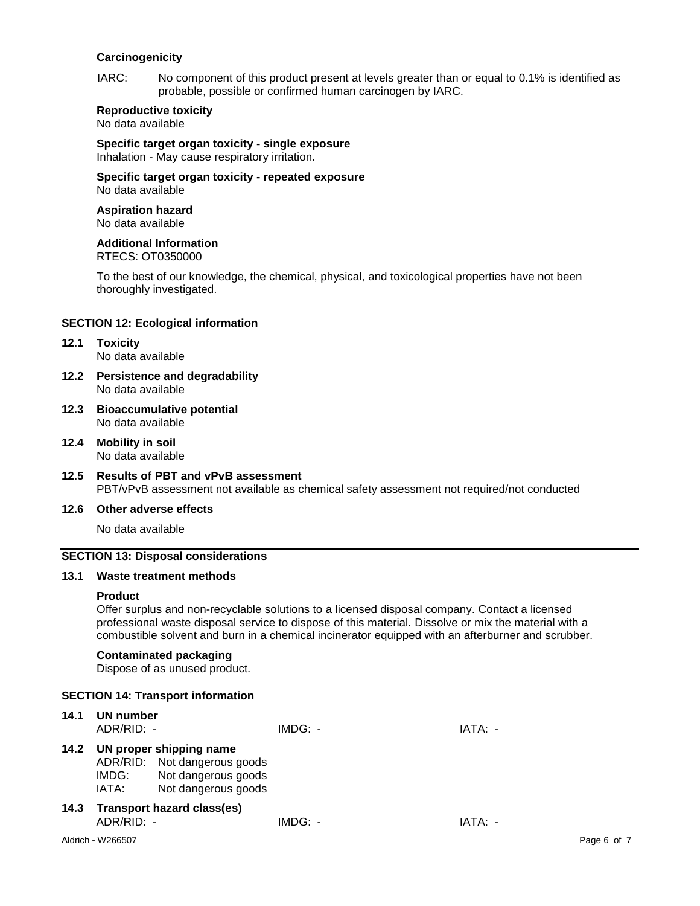**Carcinogenicity**

IARC: No component of this product present at levels greater than or equal to 0.1% is identified as probable, possible or confirmed human carcinogen by IARC.

**Reproductive toxicity**
No data available

**Specific target organ toxicity - single exposure**
Inhalation - May cause respiratory irritation.

**Specific target organ toxicity - repeated exposure**
No data available

**Aspiration hazard**
No data available

**Additional Information**
RTECS: OT0350000

To the best of our knowledge, the chemical, physical, and toxicological properties have not been thoroughly investigated.

## SECTION 12: Ecological information

**12.1 Toxicity**
No data available

**12.2 Persistence and degradability**
No data available

**12.3 Bioaccumulative potential**
No data available

**12.4 Mobility in soil**
No data available

**12.5 Results of PBT and vPvB assessment**
PBT/vPvB assessment not available as chemical safety assessment not required/not conducted

**12.6 Other adverse effects**

No data available

## SECTION 13: Disposal considerations

**13.1 Waste treatment methods**

**Product**
Offer surplus and non-recyclable solutions to a licensed disposal company. Contact a licensed professional waste disposal service to dispose of this material. Dissolve or mix the material with a combustible solvent and burn in a chemical incinerator equipped with an afterburner and scrubber.

**Contaminated packaging**
Dispose of as unused product.

## SECTION 14: Transport information

**14.1 UN number**
ADR/RID: - IMDG: - IATA: -

**14.2 UN proper shipping name**
ADR/RID: Not dangerous goods
IMDG: Not dangerous goods
IATA: Not dangerous goods

**14.3 Transport hazard class(es)**
ADR/RID: - IMDG: - IATA: -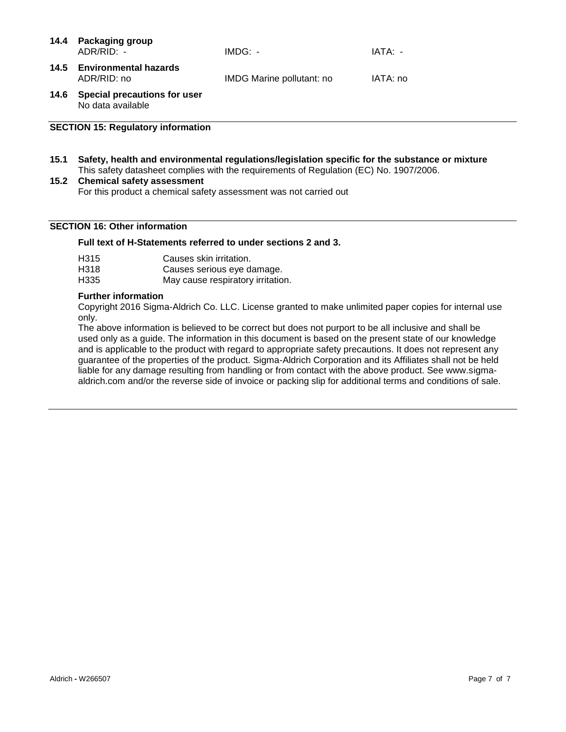**14.4 Packaging group**

| | | |
|---|---|---|
| ADR/RID: - | IMDG: - | IATA: - |

**14.5 Environmental hazards**

| | | |
|---|---|---|
| ADR/RID: no | IMDG Marine pollutant: no | IATA: no |

**14.6 Special precautions for user**

No data available

## SECTION 15: Regulatory information

**15.1 Safety, health and environmental regulations/legislation specific for the substance or mixture**

This safety datasheet complies with the requirements of Regulation (EC) No. 1907/2006.

**15.2 Chemical safety assessment**

For this product a chemical safety assessment was not carried out

## SECTION 16: Other information

**Full text of H-Statements referred to under sections 2 and 3.**

| | |
|---|---|
| H315 | Causes skin irritation. |
| H318 | Causes serious eye damage. |
| H335 | May cause respiratory irritation. |

**Further information**

Copyright 2016 Sigma-Aldrich Co. LLC. License granted to make unlimited paper copies for internal use only.

The above information is believed to be correct but does not purport to be all inclusive and shall be used only as a guide. The information in this document is based on the present state of our knowledge and is applicable to the product with regard to appropriate safety precautions. It does not represent any guarantee of the properties of the product. Sigma-Aldrich Corporation and its Affiliates shall not be held liable for any damage resulting from handling or from contact with the above product. See www.sigma-aldrich.com and/or the reverse side of invoice or packing slip for additional terms and conditions of sale.